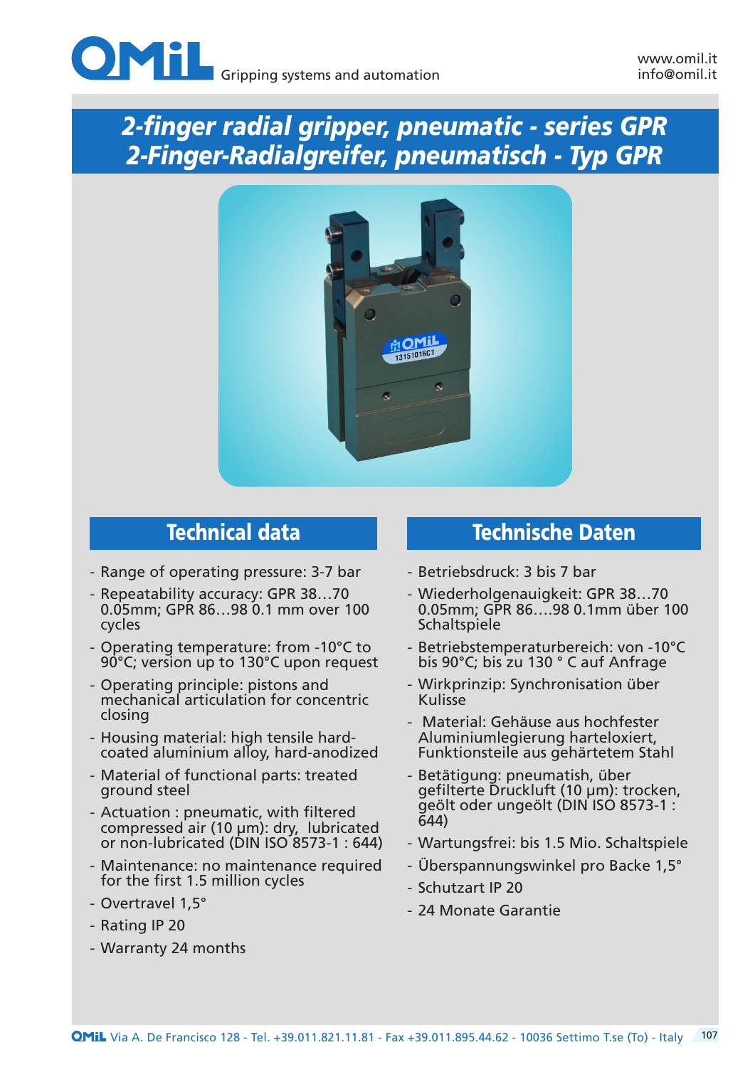# 2-finger radial gripper, pneumatic - series GPR
# 2-Finger-Radialgreifer, pneumatisch - Typ GPR

## Technical data

- Range of operating pressure: 3-7 bar
- Repeatability accuracy: GPR 38…70 0.05mm; GPR 86…98 0.1 mm over 100 cycles
- Operating temperature: from -10°C to 90°C; version up to 130°C upon request
- Operating principle: pistons and mechanical articulation for concentric closing
- Housing material: high tensile hard-coated aluminium alloy, hard-anodized
- Material of functional parts: treated ground steel
- Actuation : pneumatic, with filtered compressed air (10 µm): dry, lubricated or non-lubricated (DIN ISO 8573-1 : 644)
- Maintenance: no maintenance required for the first 1.5 million cycles
- Overtravel 1,5°
- Rating IP 20
- Warranty 24 months

## Technische Daten

- Betriebsdruck: 3 bis 7 bar
- Wiederholgenauigkeit: GPR 38…70 0.05mm; GPR 86….98 0.1mm über 100 Schaltspiele
- Betriebstemperaturbereich: von -10°C bis 90°C; bis zu 130 ° C auf Anfrage
- Wirkprinzip: Synchronisation über Kulisse
- Material: Gehäuse aus hochfester Aluminiumlegierung harteloxiert, Funktionsteile aus gehärtetem Stahl
- Betätigung: pneumatish, über gefilterte Druckluft (10 µm): trocken, geölt oder ungeölt (DIN ISO 8573-1 : 644)
- Wartungsfrei: bis 1.5 Mio. Schaltspiele
- Überspannungswinkel pro Backe 1,5°
- Schutzart IP 20
- 24 Monate Garantie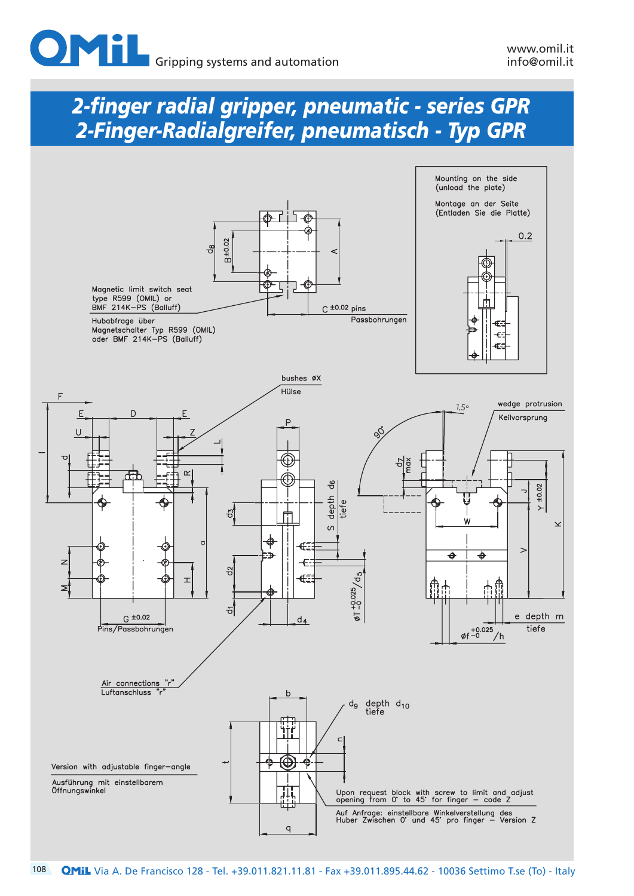# 2-finger radial gripper, pneumatic - series GPR
# 2-Finger-Radialgreifer, pneumatisch - Typ GPR

Mounting on the side (unload the plate)

Montage an der Seite (Entladen Sie die Platte)

0.2

Magnetic limit switch seat type R599 (OMIL) or BMF 214K–PS (Balluff)

Hubabfrage über Magnetschalter Typ R599 (OMIL) oder BMF 214K–PS (Balluff)

$d_8$ B ±0.02 A

C ±0.02 pins

Passbohrungen

bushes øX

Hülse

F E D E U Z I d L R a N M H

G ±0.02

Pins/Passbohrungen

P $d_3$ S depth $d_6$ tiefe $d_2$ $d_1$ $d_4$ $øT^{+0.025}_{-0}/d_5$

7,5° 90° wedge protrusion

Keilvorsprung

$d_7$ max J Y ±0.02 W V K

e depth m

tiefe

$øf^{+0.025}_{-0}/h$

Air connections "r"

Luftanschluss "r"

b $d_9$ depth $d_{10}$ tiefe

n t q

Version with adjustable finger–angle

Ausführung mit einstellbarem Öffnungswinkel

Upon request block with screw to limit and adjust opening from 0° to 45° for finger – code Z

Auf Anfrage: einstellbare Winkelverstellung des Huber Zwischen 0° und 45° pro finger – Version Z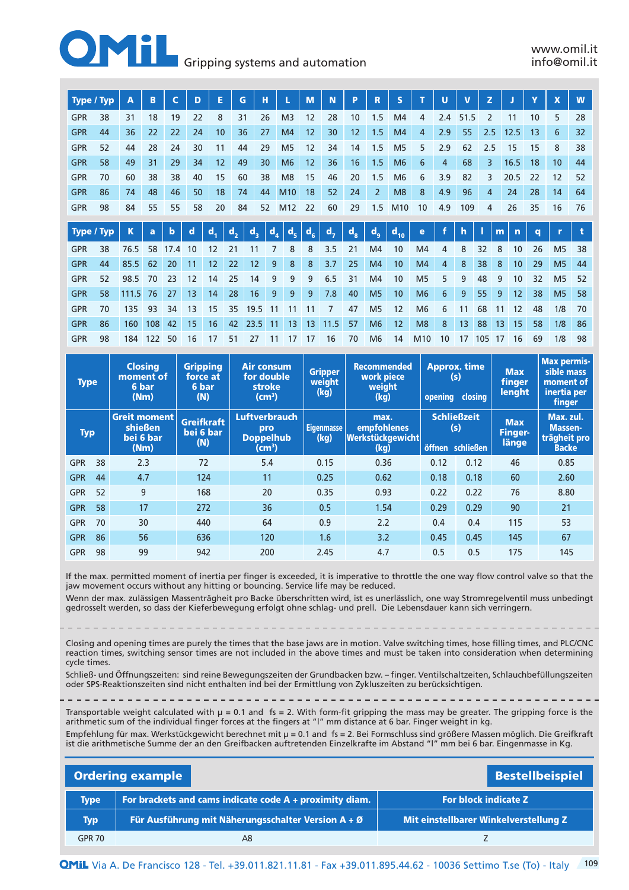| Type / Typ | | A | B | C | D | E | G | H | L | M | N | P | R | S | T | U | V | Z | J | Y | X | W |
|---|---|---|---|---|---|---|---|---|---|---|---|---|---|---|---|---|---|---|---|---|---|---|
| GPR | 38 | 31 | 18 | 19 | 22 | 8 | 31 | 26 | M3 | 12 | 28 | 10 | 1.5 | M4 | 4 | 2.4 | 51.5 | 2 | 11 | 10 | 5 | 28 |
| GPR | 44 | 36 | 22 | 22 | 24 | 10 | 36 | 27 | M4 | 12 | 30 | 12 | 1.5 | M4 | 4 | 2.9 | 55 | 2.5 | 12.5 | 13 | 6 | 32 |
| GPR | 52 | 44 | 28 | 24 | 30 | 11 | 44 | 29 | M5 | 12 | 34 | 14 | 1.5 | M5 | 5 | 2.9 | 62 | 2.5 | 15 | 15 | 8 | 38 |
| GPR | 58 | 49 | 31 | 29 | 34 | 12 | 49 | 30 | M6 | 12 | 36 | 16 | 1.5 | M6 | 6 | 4 | 68 | 3 | 16.5 | 18 | 10 | 44 |
| GPR | 70 | 60 | 38 | 38 | 40 | 15 | 60 | 38 | M8 | 15 | 46 | 20 | 1.5 | M6 | 6 | 3.9 | 82 | 3 | 20.5 | 22 | 12 | 52 |
| GPR | 86 | 74 | 48 | 46 | 50 | 18 | 74 | 44 | M10 | 18 | 52 | 24 | 2 | M8 | 8 | 4.9 | 96 | 4 | 24 | 28 | 14 | 64 |
| GPR | 98 | 84 | 55 | 55 | 58 | 20 | 84 | 52 | M12 | 22 | 60 | 29 | 1.5 | M10 | 10 | 4.9 | 109 | 4 | 26 | 35 | 16 | 76 |

| Type / Typ | | K | a | b | d | $d_1$ | $d_2$ | $d_3$ | $d_4$ | $d_5$ | $d_6$ | $d_7$ | $d_8$ | $d_9$ | $d_{10}$ | e | f | h | l | m | n | q | r | t |
|---|---|---|---|---|---|---|---|---|---|---|---|---|---|---|---|---|---|---|---|---|---|---|---|---|
| GPR | 38 | 76.5 | 58 | 17.4 | 10 | 12 | 21 | 11 | 7 | 8 | 8 | 3.5 | 21 | M4 | 10 | M4 | 4 | 8 | 32 | 8 | 10 | 26 | M5 | 38 |
| GPR | 44 | 85.5 | 62 | 20 | 11 | 12 | 22 | 12 | 9 | 8 | 8 | 3.7 | 25 | M4 | 10 | M4 | 4 | 8 | 38 | 8 | 10 | 29 | M5 | 44 |
| GPR | 52 | 98.5 | 70 | 23 | 12 | 14 | 25 | 14 | 9 | 9 | 9 | 6.5 | 31 | M4 | 10 | M5 | 5 | 9 | 48 | 9 | 10 | 32 | M5 | 52 |
| GPR | 58 | 111.5 | 76 | 27 | 13 | 14 | 28 | 16 | 9 | 9 | 9 | 7.8 | 40 | M5 | 10 | M6 | 6 | 9 | 55 | 9 | 12 | 38 | M5 | 58 |
| GPR | 70 | 135 | 93 | 34 | 13 | 15 | 35 | 19.5 | 11 | 11 | 11 | 7 | 47 | M5 | 12 | M6 | 6 | 11 | 68 | 11 | 12 | 48 | 1/8 | 70 |
| GPR | 86 | 160 | 108 | 42 | 15 | 16 | 42 | 23.5 | 11 | 13 | 13 | 11.5 | 57 | M6 | 12 | M8 | 8 | 13 | 88 | 13 | 15 | 58 | 1/8 | 86 |
| GPR | 98 | 184 | 122 | 50 | 16 | 17 | 51 | 27 | 11 | 17 | 17 | 16 | 70 | M6 | 14 | M10 | 10 | 17 | 105 | 17 | 16 | 69 | 1/8 | 98 |

| Type | | Closing moment of 6 bar (Nm) | Gripping force at 6 bar (N) | Air consum for double stroke ($cm^3$) | Gripper weight (kg) | Recommended work piece weight (kg) | Approx. time (s) opening | closing | Max finger lenght | Max permissible mass moment of inertia per finger |
|---|---|---|---|---|---|---|---|---|---|---|
| Typ | | Greit moment shießen bei 6 bar (Nm) | Greifkraft bei 6 bar (N) | Luftverbrauch pro Doppelhub ($cm^3$) | Eigenmasse (kg) | max. empfohlenes Werkstückgewicht (kg) | Schließzeit (s) öffnen | schließen | Max Fingerlänge | Max. zul. Massenträgheit pro Backe |
| GPR | 38 | 2.3 | 72 | 5.4 | 0.15 | 0.36 | 0.12 | 0.12 | 46 | 0.85 |
| GPR | 44 | 4.7 | 124 | 11 | 0.25 | 0.62 | 0.18 | 0.18 | 60 | 2.60 |
| GPR | 52 | 9 | 168 | 20 | 0.35 | 0.93 | 0.22 | 0.22 | 76 | 8.80 |
| GPR | 58 | 17 | 272 | 36 | 0.5 | 1.54 | 0.29 | 0.29 | 90 | 21 |
| GPR | 70 | 30 | 440 | 64 | 0.9 | 2.2 | 0.4 | 0.4 | 115 | 53 |
| GPR | 86 | 56 | 636 | 120 | 1.6 | 3.2 | 0.45 | 0.45 | 145 | 67 |
| GPR | 98 | 99 | 942 | 200 | 2.45 | 4.7 | 0.5 | 0.5 | 175 | 145 |

If the max. permitted moment of inertia per finger is exceeded, it is imperative to throttle the one way flow control valve so that the jaw movement occurs without any hitting or bouncing. Service life may be reduced.

Wenn der max. zulässigen Massenträgheit pro Backe überschritten wird, ist es unerlässlich, one way Stromregelventil muss unbedingt gedrosselt werden, so dass der Kieferbewegung erfolgt ohne schlag- und prell. Die Lebensdauer kann sich verringern.

---

Closing and opening times are purely the times that the base jaws are in motion. Valve switching times, hose filling times, and PLC/CNC reaction times, switching sensor times are not included in the above times and must be taken into consideration when determining cycle times.

Schließ- und Öffnungszeiten: sind reine Bewegungszeiten der Grundbacken bzw. – finger. Ventilschaltzeiten, Schlauchbefüllungszeiten oder SPS-Reaktionszeiten sind nicht enthalten ind bei der Ermittlung von Zykluszeiten zu berücksichtigen.

---

Transportable weight calculated with $\mu = 0.1$ and $fs = 2$. With form-fit gripping the mass may be greater. The gripping force is the arithmetic sum of the individual finger forces at the fingers at "l" mm distance at 6 bar. Finger weight in kg.

Empfehlung für max. Werkstückgewicht berechnet mit $\mu = 0.1$ and $fs = 2$. Bei Formschluss sind größere Massen möglich. Die Greifkraft ist die arithmetische Summe der an den Greifbacken auftretenden Einzelkrafte im Abstand "l" mm bei 6 bar. Eingenmasse in Kg.

## Ordering example — Bestellbeispiel

| Type | For brackets and cams indicate code A + proximity diam. | For block indicate Z |
|---|---|---|
| Typ | Für Ausführung mit Näherungsschalter Version A + Ø | Mit einstellbarer Winkelverstellung Z |
| GPR 70 | A8 | Z |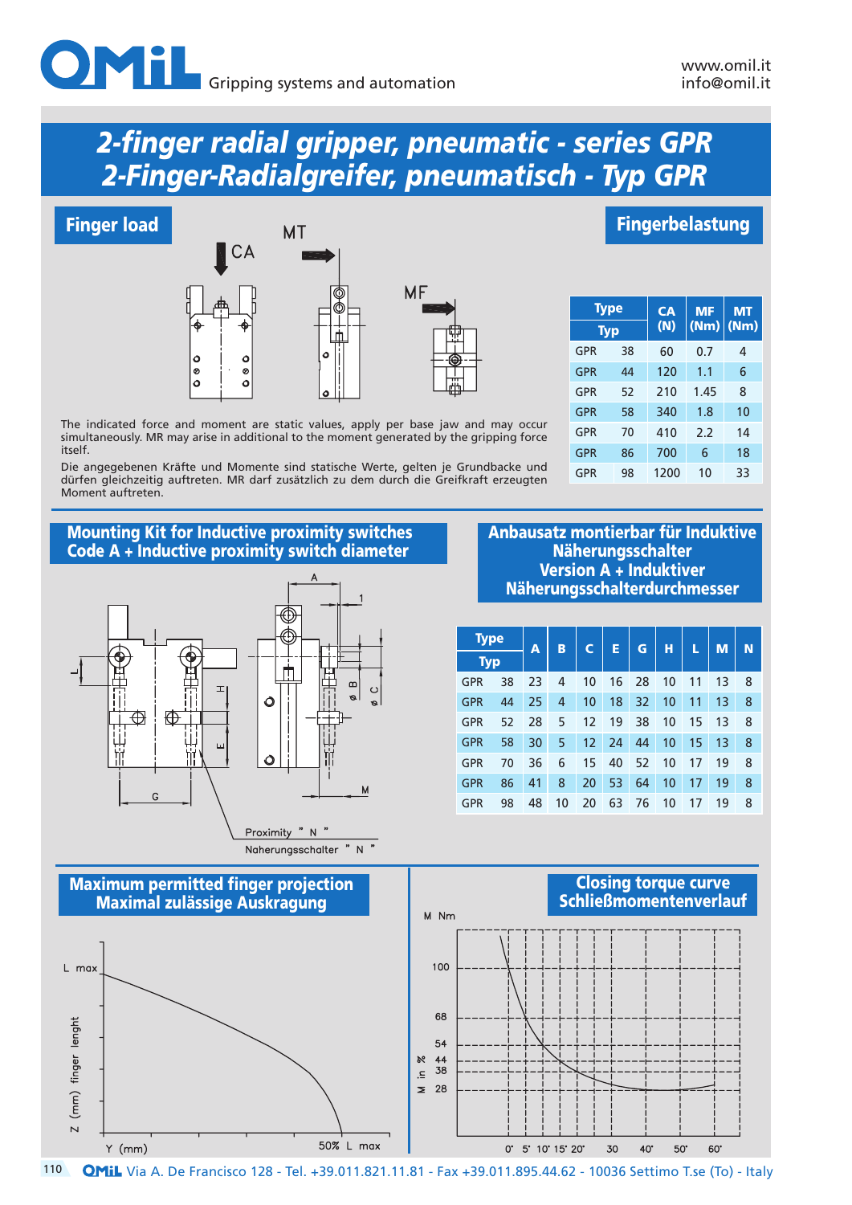OMIL Gripping systems and automation

www.omil.it
info@omil.it

# 2-finger radial gripper, pneumatic - series GPR
# 2-Finger-Radialgreifer, pneumatisch - Typ GPR

## Finger load

## Fingerbelastung

CA

MT

MF

| Type / Typ | | CA (N) | MF (Nm) | MT (Nm) |
|---|---|---|---|---|
| GPR | 38 | 60 | 0.7 | 4 |
| GPR | 44 | 120 | 1.1 | 6 |
| GPR | 52 | 210 | 1.45 | 8 |
| GPR | 58 | 340 | 1.8 | 10 |
| GPR | 70 | 410 | 2.2 | 14 |
| GPR | 86 | 700 | 6 | 18 |
| GPR | 98 | 1200 | 10 | 33 |

The indicated force and moment are static values, apply per base jaw and may occur simultaneously. MR may arise in additional to the moment generated by the gripping force itself.

Die angegebenen Kräfte und Momente sind statische Werte, gelten je Grundbacke und dürfen gleichzeitig auftreten. MR darf zusätzlich zu dem durch die Greifkraft erzeugten Moment auftreten.

## Mounting Kit for Inductive proximity switches Code A + Inductive proximity switch diameter

## Anbausatz montierbar für Induktive Näherungsschalter Version A + Induktiver Näherungsschalterdurchmesser

A

1

L

H

E

G

ø B

ø C

M

Proximity " N "

Naherungsschalter " N "

| Type / Typ | | A | B | C | E | G | H | L | M | N |
|---|---|---|---|---|---|---|---|---|---|---|
| GPR | 38 | 23 | 4 | 10 | 16 | 28 | 10 | 11 | 13 | 8 |
| GPR | 44 | 25 | 4 | 10 | 18 | 32 | 10 | 11 | 13 | 8 |
| GPR | 52 | 28 | 5 | 12 | 19 | 38 | 10 | 15 | 13 | 8 |
| GPR | 58 | 30 | 5 | 12 | 24 | 44 | 10 | 15 | 13 | 8 |
| GPR | 70 | 36 | 6 | 15 | 40 | 52 | 10 | 17 | 19 | 8 |
| GPR | 86 | 41 | 8 | 20 | 53 | 64 | 10 | 17 | 19 | 8 |
| GPR | 98 | 48 | 10 | 20 | 63 | 76 | 10 | 17 | 19 | 8 |

## Maximum permitted finger projection
## Maximal zulässige Auskragung

L max

Z (mm) finger lenght

Y (mm)

50% L max

## Closing torque curve
## Schließmomentenverlauf

M Nm

100

68

54

44

38

28

M in %

0° 5° 10° 15° 20° 30 40° 50° 60°

OMIL Via A. De Francisco 128 - Tel. +39.011.821.11.81 - Fax +39.011.895.44.62 - 10036 Settimo T.se (To) - Italy